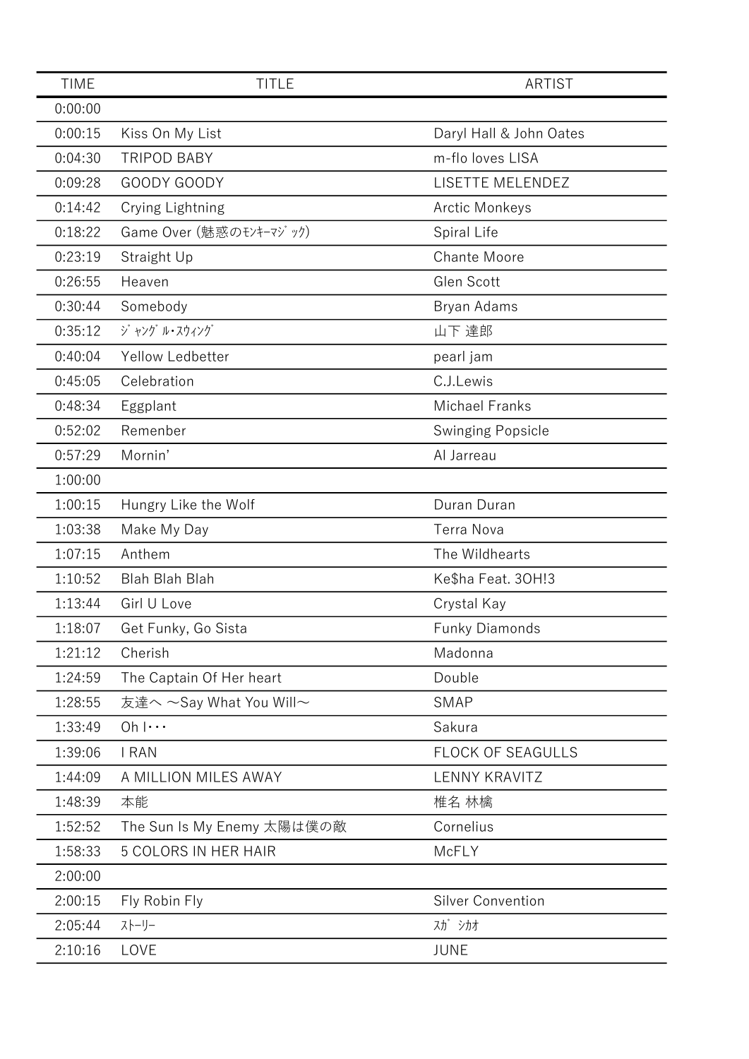| TIME | TITLE | ARTIST |
|---|---|---|
| 0:00:00 | | |
| 0:00:15 | Kiss On My List | Daryl Hall & John Oates |
| 0:04:30 | TRIPOD BABY | m-flo loves LISA |
| 0:09:28 | GOODY GOODY | LISETTE MELENDEZ |
| 0:14:42 | Crying Lightning | Arctic Monkeys |
| 0:18:22 | Game Over (魅惑のﾓﾝｷｰﾏｼﾞｯｸ) | Spiral Life |
| 0:23:19 | Straight Up | Chante Moore |
| 0:26:55 | Heaven | Glen Scott |
| 0:30:44 | Somebody | Bryan Adams |
| 0:35:12 | ｼﾞｬﾝｸﾞﾙ･ｽｳｨﾝｸﾞ | 山下 達郎 |
| 0:40:04 | Yellow Ledbetter | pearl jam |
| 0:45:05 | Celebration | C.J.Lewis |
| 0:48:34 | Eggplant | Michael Franks |
| 0:52:02 | Remenber | Swinging Popsicle |
| 0:57:29 | Mornin’ | Al Jarreau |
| 1:00:00 | | |
| 1:00:15 | Hungry Like the Wolf | Duran Duran |
| 1:03:38 | Make My Day | Terra Nova |
| 1:07:15 | Anthem | The Wildhearts |
| 1:10:52 | Blah Blah Blah | Ke$ha Feat. 3OH!3 |
| 1:13:44 | Girl U Love | Crystal Kay |
| 1:18:07 | Get Funky, Go Sista | Funky Diamonds |
| 1:21:12 | Cherish | Madonna |
| 1:24:59 | The Captain Of Her heart | Double |
| 1:28:55 | 友達へ ～Say What You Will～ | SMAP |
| 1:33:49 | Oh I･･･ | Sakura |
| 1:39:06 | I RAN | FLOCK OF SEAGULLS |
| 1:44:09 | A MILLION MILES AWAY | LENNY KRAVITZ |
| 1:48:39 | 本能 | 椎名 林檎 |
| 1:52:52 | The Sun Is My Enemy 太陽は僕の敵 | Cornelius |
| 1:58:33 | 5 COLORS IN HER HAIR | McFLY |
| 2:00:00 | | |
| 2:00:15 | Fly Robin Fly | Silver Convention |
| 2:05:44 | ｽﾄｰﾘｰ | ｽｶﾞ ｼｶｵ |
| 2:10:16 | LOVE | JUNE |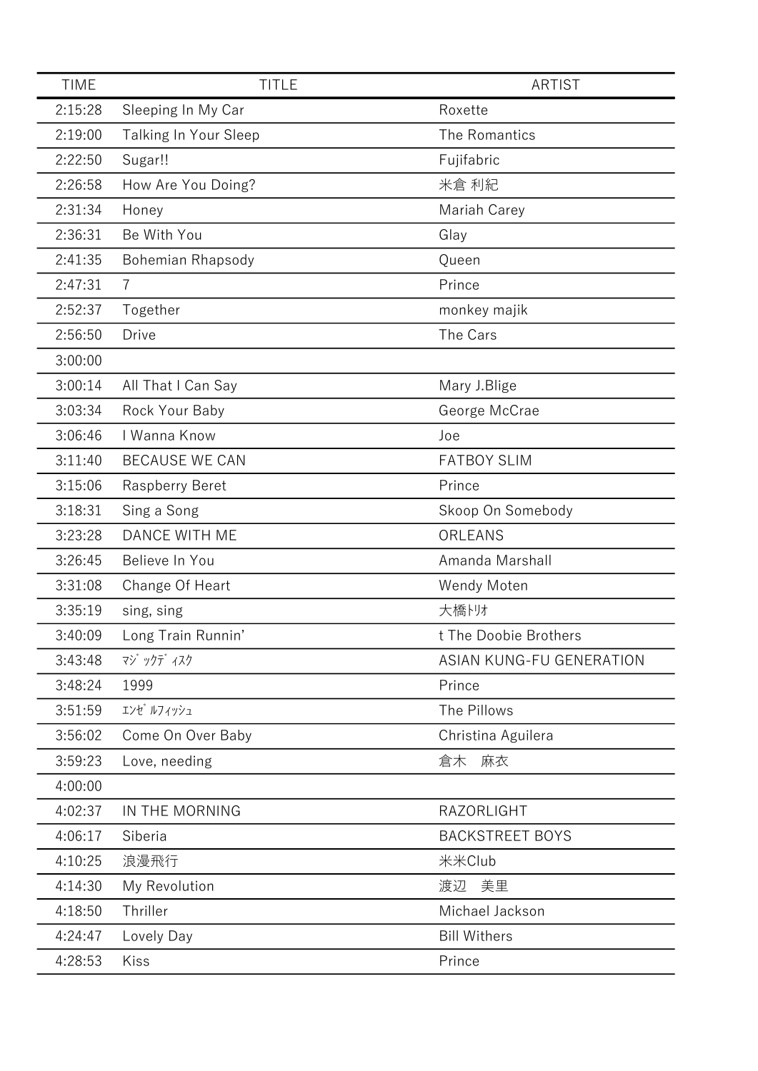| TIME | TITLE | ARTIST |
| --- | --- | --- |
| 2:15:28 | Sleeping In My Car | Roxette |
| 2:19:00 | Talking In Your Sleep | The Romantics |
| 2:22:50 | Sugar!! | Fujifabric |
| 2:26:58 | How Are You Doing? | 米倉 利紀 |
| 2:31:34 | Honey | Mariah Carey |
| 2:36:31 | Be With You | Glay |
| 2:41:35 | Bohemian Rhapsody | Queen |
| 2:47:31 | 7 | Prince |
| 2:52:37 | Together | monkey majik |
| 2:56:50 | Drive | The Cars |
| 3:00:00 | | |
| 3:00:14 | All That I Can Say | Mary J.Blige |
| 3:03:34 | Rock Your Baby | George McCrae |
| 3:06:46 | I Wanna Know | Joe |
| 3:11:40 | BECAUSE WE CAN | FATBOY SLIM |
| 3:15:06 | Raspberry Beret | Prince |
| 3:18:31 | Sing a Song | Skoop On Somebody |
| 3:23:28 | DANCE WITH ME | ORLEANS |
| 3:26:45 | Believe In You | Amanda Marshall |
| 3:31:08 | Change Of Heart | Wendy Moten |
| 3:35:19 | sing, sing | 大橋ﾄﾘｵ |
| 3:40:09 | Long Train Runnin' | t The Doobie Brothers |
| 3:43:48 | ﾏｼﾞｯｸﾃﾞｨｽｸ | ASIAN KUNG-FU GENERATION |
| 3:48:24 | 1999 | Prince |
| 3:51:59 | ｴﾝｾﾞﾙﾌｨｯｼｭ | The Pillows |
| 3:56:02 | Come On Over Baby | Christina Aguilera |
| 3:59:23 | Love, needing | 倉木　麻衣 |
| 4:00:00 | | |
| 4:02:37 | IN THE MORNING | RAZORLIGHT |
| 4:06:17 | Siberia | BACKSTREET BOYS |
| 4:10:25 | 浪漫飛行 | 米米Club |
| 4:14:30 | My Revolution | 渡辺　美里 |
| 4:18:50 | Thriller | Michael Jackson |
| 4:24:47 | Lovely Day | Bill Withers |
| 4:28:53 | Kiss | Prince |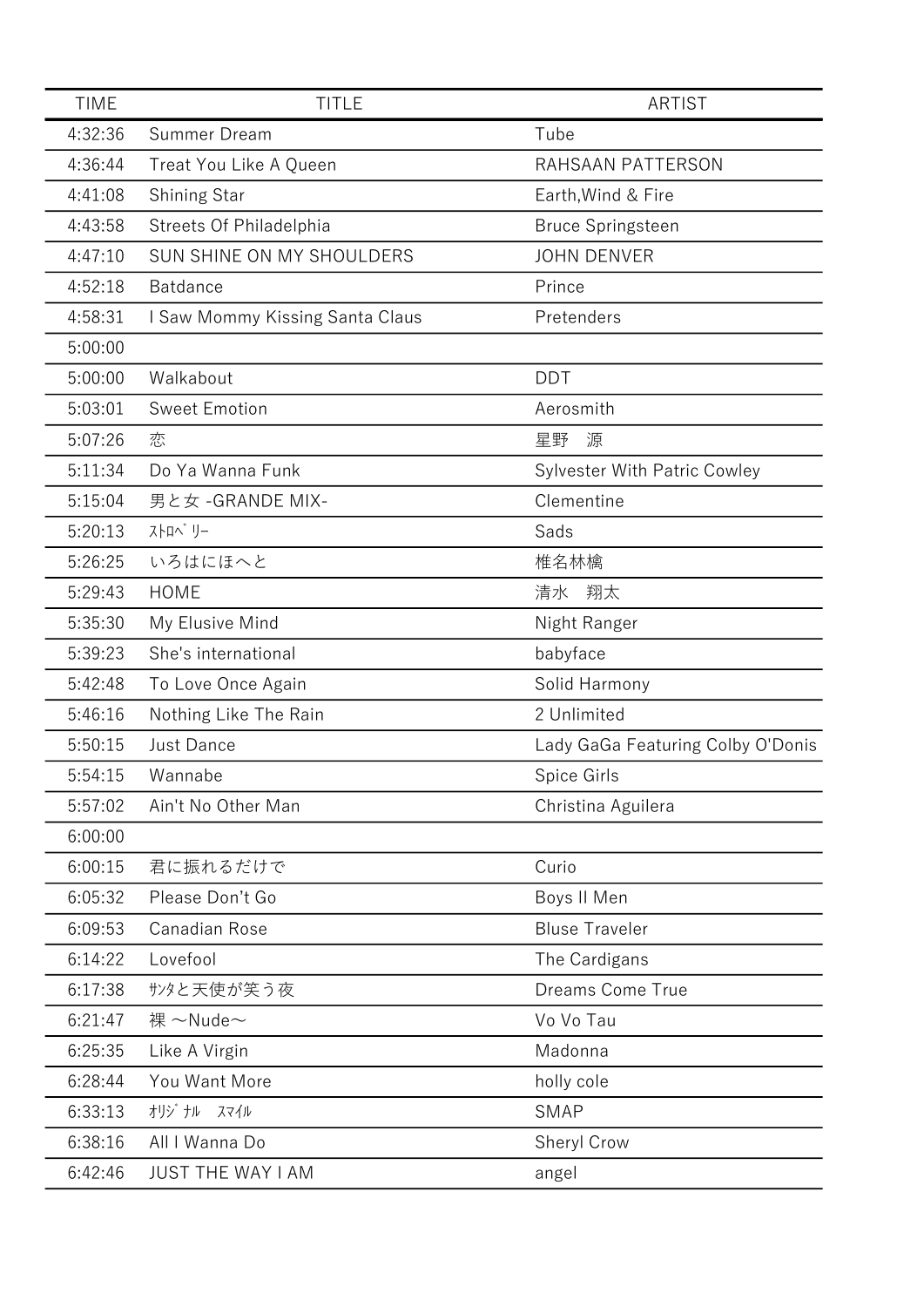| TIME | TITLE | ARTIST |
|---|---|---|
| 4:32:36 | Summer Dream | Tube |
| 4:36:44 | Treat You Like A Queen | RAHSAAN PATTERSON |
| 4:41:08 | Shining Star | Earth,Wind & Fire |
| 4:43:58 | Streets Of Philadelphia | Bruce Springsteen |
| 4:47:10 | SUN SHINE ON MY SHOULDERS | JOHN DENVER |
| 4:52:18 | Batdance | Prince |
| 4:58:31 | I Saw Mommy Kissing Santa Claus | Pretenders |
| 5:00:00 | | |
| 5:00:00 | Walkabout | DDT |
| 5:03:01 | Sweet Emotion | Aerosmith |
| 5:07:26 | 恋 | 星野　源 |
| 5:11:34 | Do Ya Wanna Funk | Sylvester With Patric Cowley |
| 5:15:04 | 男と女 -GRANDE MIX- | Clementine |
| 5:20:13 | ｽﾄﾛﾍﾞﾘｰ | Sads |
| 5:26:25 | いろはにほへと | 椎名林檎 |
| 5:29:43 | HOME | 清水　翔太 |
| 5:35:30 | My Elusive Mind | Night Ranger |
| 5:39:23 | She's international | babyface |
| 5:42:48 | To Love Once Again | Solid Harmony |
| 5:46:16 | Nothing Like The Rain | 2 Unlimited |
| 5:50:15 | Just Dance | Lady GaGa Featuring Colby O'Donis |
| 5:54:15 | Wannabe | Spice Girls |
| 5:57:02 | Ain't No Other Man | Christina Aguilera |
| 6:00:00 | | |
| 6:00:15 | 君に振れるだけで | Curio |
| 6:05:32 | Please Don’t Go | Boys II Men |
| 6:09:53 | Canadian Rose | Bluse Traveler |
| 6:14:22 | Lovefool | The Cardigans |
| 6:17:38 | ｻﾝﾀと天使が笑う夜 | Dreams Come True |
| 6:21:47 | 裸 ～Nude～ | Vo Vo Tau |
| 6:25:35 | Like A Virgin | Madonna |
| 6:28:44 | You Want More | holly cole |
| 6:33:13 | ｵﾘｼﾞﾅﾙ　ｽﾏｲﾙ | SMAP |
| 6:38:16 | All I Wanna Do | Sheryl Crow |
| 6:42:46 | JUST THE WAY I AM | angel |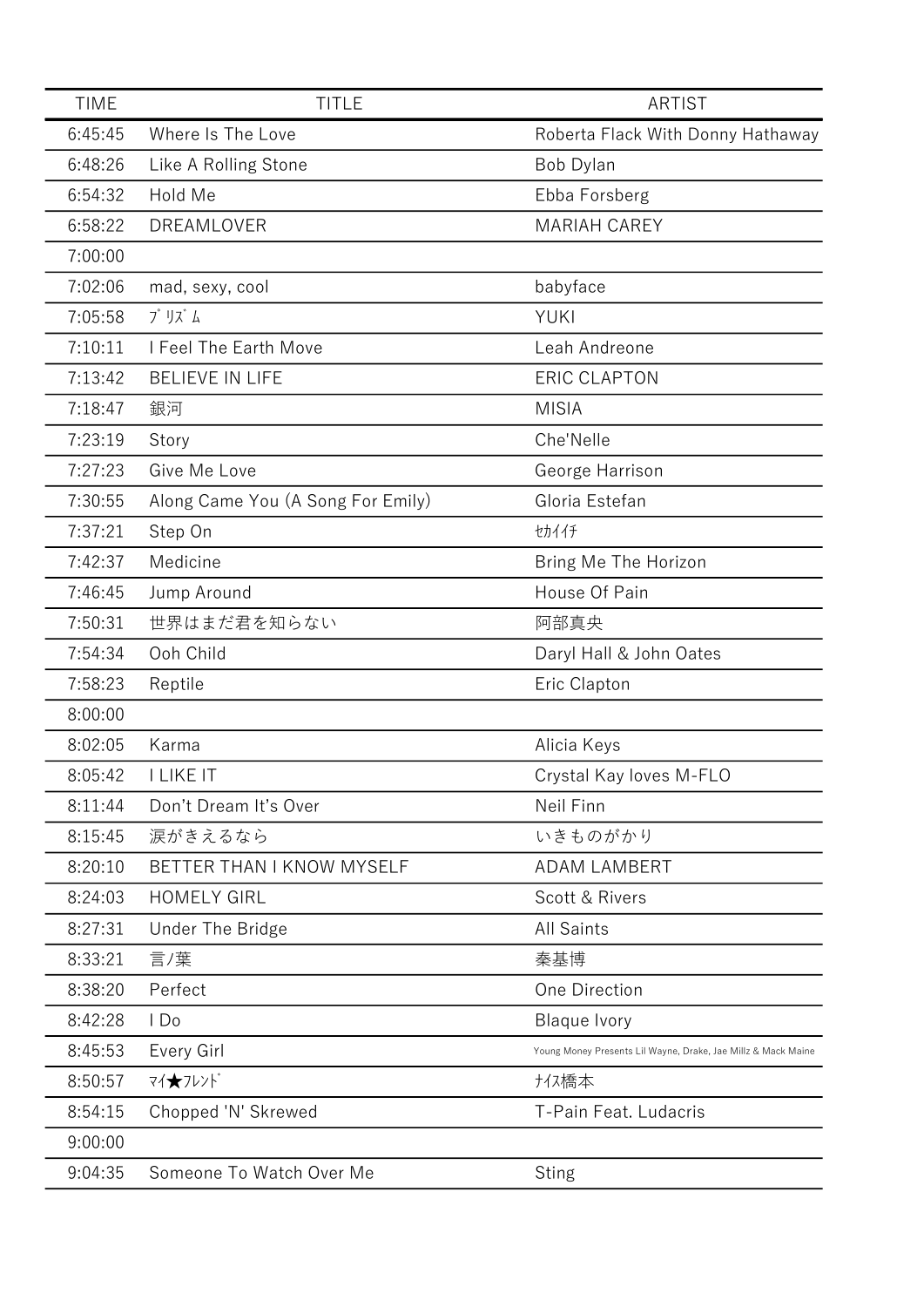| TIME | TITLE | ARTIST |
| --- | --- | --- |
| 6:45:45 | Where Is The Love | Roberta Flack With Donny Hathaway |
| 6:48:26 | Like A Rolling Stone | Bob Dylan |
| 6:54:32 | Hold Me | Ebba Forsberg |
| 6:58:22 | DREAMLOVER | MARIAH CAREY |
| 7:00:00 | | |
| 7:02:06 | mad, sexy, cool | babyface |
| 7:05:58 | ﾌﾟﾘｽﾞﾑ | YUKI |
| 7:10:11 | I Feel The Earth Move | Leah Andreone |
| 7:13:42 | BELIEVE IN LIFE | ERIC CLAPTON |
| 7:18:47 | 銀河 | MISIA |
| 7:23:19 | Story | Che'Nelle |
| 7:27:23 | Give Me Love | George Harrison |
| 7:30:55 | Along Came You (A Song For Emily) | Gloria Estefan |
| 7:37:21 | Step On | ｾｶｲｲﾁ |
| 7:42:37 | Medicine | Bring Me The Horizon |
| 7:46:45 | Jump Around | House Of Pain |
| 7:50:31 | 世界はまだ君を知らない | 阿部真央 |
| 7:54:34 | Ooh Child | Daryl Hall & John Oates |
| 7:58:23 | Reptile | Eric Clapton |
| 8:00:00 | | |
| 8:02:05 | Karma | Alicia Keys |
| 8:05:42 | I LIKE IT | Crystal Kay loves M-FLO |
| 8:11:44 | Don't Dream It's Over | Neil Finn |
| 8:15:45 | 涙がきえるなら | いきものがかり |
| 8:20:10 | BETTER THAN I KNOW MYSELF | ADAM LAMBERT |
| 8:24:03 | HOMELY GIRL | Scott & Rivers |
| 8:27:31 | Under The Bridge | All Saints |
| 8:33:21 | 言ノ葉 | 秦基博 |
| 8:38:20 | Perfect | One Direction |
| 8:42:28 | I Do | Blaque Ivory |
| 8:45:53 | Every Girl | Young Money Presents Lil Wayne, Drake, Jae Millz & Mack Maine |
| 8:50:57 | ﾏｲ★ﾌﾚﾝﾄﾞ | ﾅｲｽ橋本 |
| 8:54:15 | Chopped 'N' Skrewed | T-Pain Feat. Ludacris |
| 9:00:00 | | |
| 9:04:35 | Someone To Watch Over Me | Sting |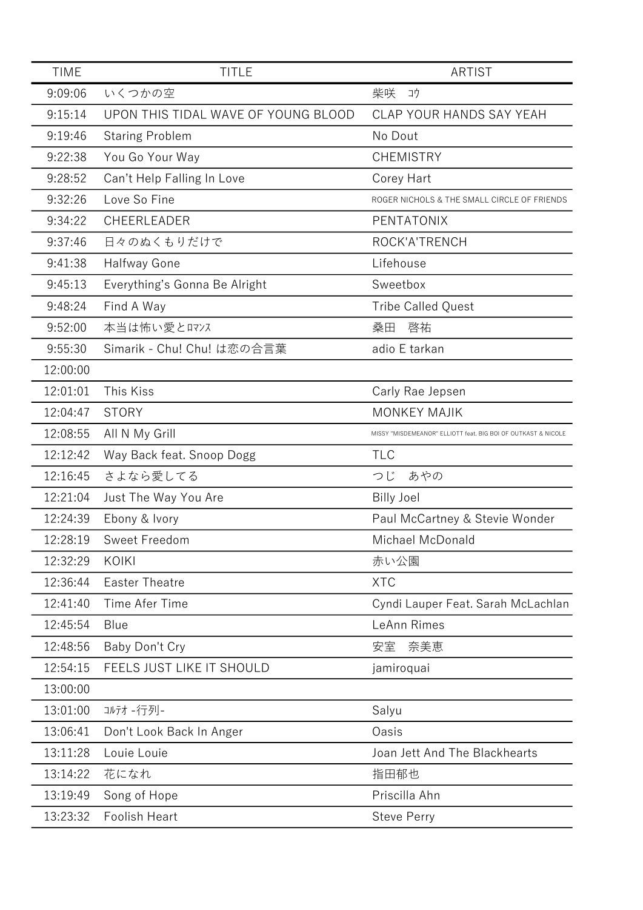| TIME | TITLE | ARTIST |
|---|---|---|
| 9:09:06 | いくつかの空 | 柴咲　ｺｳ |
| 9:15:14 | UPON THIS TIDAL WAVE OF YOUNG BLOOD | CLAP YOUR HANDS SAY YEAH |
| 9:19:46 | Staring Problem | No Dout |
| 9:22:38 | You Go Your Way | CHEMISTRY |
| 9:28:52 | Can't Help Falling In Love | Corey Hart |
| 9:32:26 | Love So Fine | ROGER NICHOLS & THE SMALL CIRCLE OF FRIENDS |
| 9:34:22 | CHEERLEADER | PENTATONIX |
| 9:37:46 | 日々のぬくもりだけで | ROCK'A'TRENCH |
| 9:41:38 | Halfway Gone | Lifehouse |
| 9:45:13 | Everything's Gonna Be Alright | Sweetbox |
| 9:48:24 | Find A Way | Tribe Called Quest |
| 9:52:00 | 本当は怖い愛とﾛﾏﾝｽ | 桑田　啓祐 |
| 9:55:30 | Simarik - Chu! Chu! は恋の合言葉 | adio E tarkan |
| 12:00:00 | | |
| 12:01:01 | This Kiss | Carly Rae Jepsen |
| 12:04:47 | STORY | MONKEY MAJIK |
| 12:08:55 | All N My Grill | MISSY "MISDEMEANOR" ELLIOTT feat. BIG BOI OF OUTKAST & NICOLE |
| 12:12:42 | Way Back feat. Snoop Dogg | TLC |
| 12:16:45 | さよなら愛してる | つじ　あやの |
| 12:21:04 | Just The Way You Are | Billy Joel |
| 12:24:39 | Ebony & Ivory | Paul McCartney & Stevie Wonder |
| 12:28:19 | Sweet Freedom | Michael McDonald |
| 12:32:29 | KOIKI | 赤い公園 |
| 12:36:44 | Easter Theatre | XTC |
| 12:41:40 | Time Afer Time | Cyndi Lauper Feat. Sarah McLachlan |
| 12:45:54 | Blue | LeAnn Rimes |
| 12:48:56 | Baby Don't Cry | 安室　奈美恵 |
| 12:54:15 | FEELS JUST LIKE IT SHOULD | jamiroquai |
| 13:00:00 | | |
| 13:01:00 | ｺﾙﾃｵ -行列- | Salyu |
| 13:06:41 | Don't Look Back In Anger | Oasis |
| 13:11:28 | Louie Louie | Joan Jett And The Blackhearts |
| 13:14:22 | 花になれ | 指田郁也 |
| 13:19:49 | Song of Hope | Priscilla Ahn |
| 13:23:32 | Foolish Heart | Steve Perry |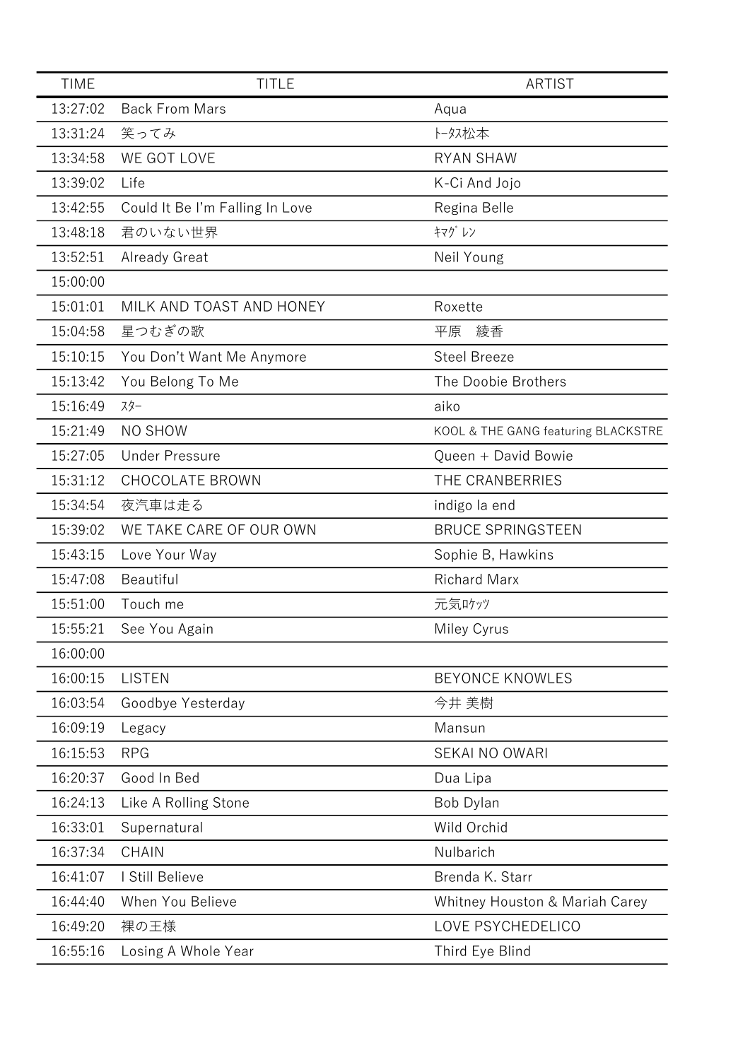| TIME | TITLE | ARTIST |
|---|---|---|
| 13:27:02 | Back From Mars | Aqua |
| 13:31:24 | 笑ってみ | ﾄｰﾀｽ松本 |
| 13:34:58 | WE GOT LOVE | RYAN SHAW |
| 13:39:02 | Life | K-Ci And Jojo |
| 13:42:55 | Could It Be I'm Falling In Love | Regina Belle |
| 13:48:18 | 君のいない世界 | ｷﾏｸﾞﾚﾝ |
| 13:52:51 | Already Great | Neil Young |
| 15:00:00 | | |
| 15:01:01 | MILK AND TOAST AND HONEY | Roxette |
| 15:04:58 | 星つむぎの歌 | 平原　綾香 |
| 15:10:15 | You Don't Want Me Anymore | Steel Breeze |
| 15:13:42 | You Belong To Me | The Doobie Brothers |
| 15:16:49 | ｽﾀｰ | aiko |
| 15:21:49 | NO SHOW | KOOL & THE GANG featuring BLACKSTRE |
| 15:27:05 | Under Pressure | Queen + David Bowie |
| 15:31:12 | CHOCOLATE BROWN | THE CRANBERRIES |
| 15:34:54 | 夜汽車は走る | indigo la end |
| 15:39:02 | WE TAKE CARE OF OUR OWN | BRUCE SPRINGSTEEN |
| 15:43:15 | Love Your Way | Sophie B, Hawkins |
| 15:47:08 | Beautiful | Richard Marx |
| 15:51:00 | Touch me | 元気ﾛｹｯﾂ |
| 15:55:21 | See You Again | Miley Cyrus |
| 16:00:00 | | |
| 16:00:15 | LISTEN | BEYONCE KNOWLES |
| 16:03:54 | Goodbye Yesterday | 今井 美樹 |
| 16:09:19 | Legacy | Mansun |
| 16:15:53 | RPG | SEKAI NO OWARI |
| 16:20:37 | Good In Bed | Dua Lipa |
| 16:24:13 | Like A Rolling Stone | Bob Dylan |
| 16:33:01 | Supernatural | Wild Orchid |
| 16:37:34 | CHAIN | Nulbarich |
| 16:41:07 | I Still Believe | Brenda K. Starr |
| 16:44:40 | When You Believe | Whitney Houston & Mariah Carey |
| 16:49:20 | 裸の王様 | LOVE PSYCHEDELICO |
| 16:55:16 | Losing A Whole Year | Third Eye Blind |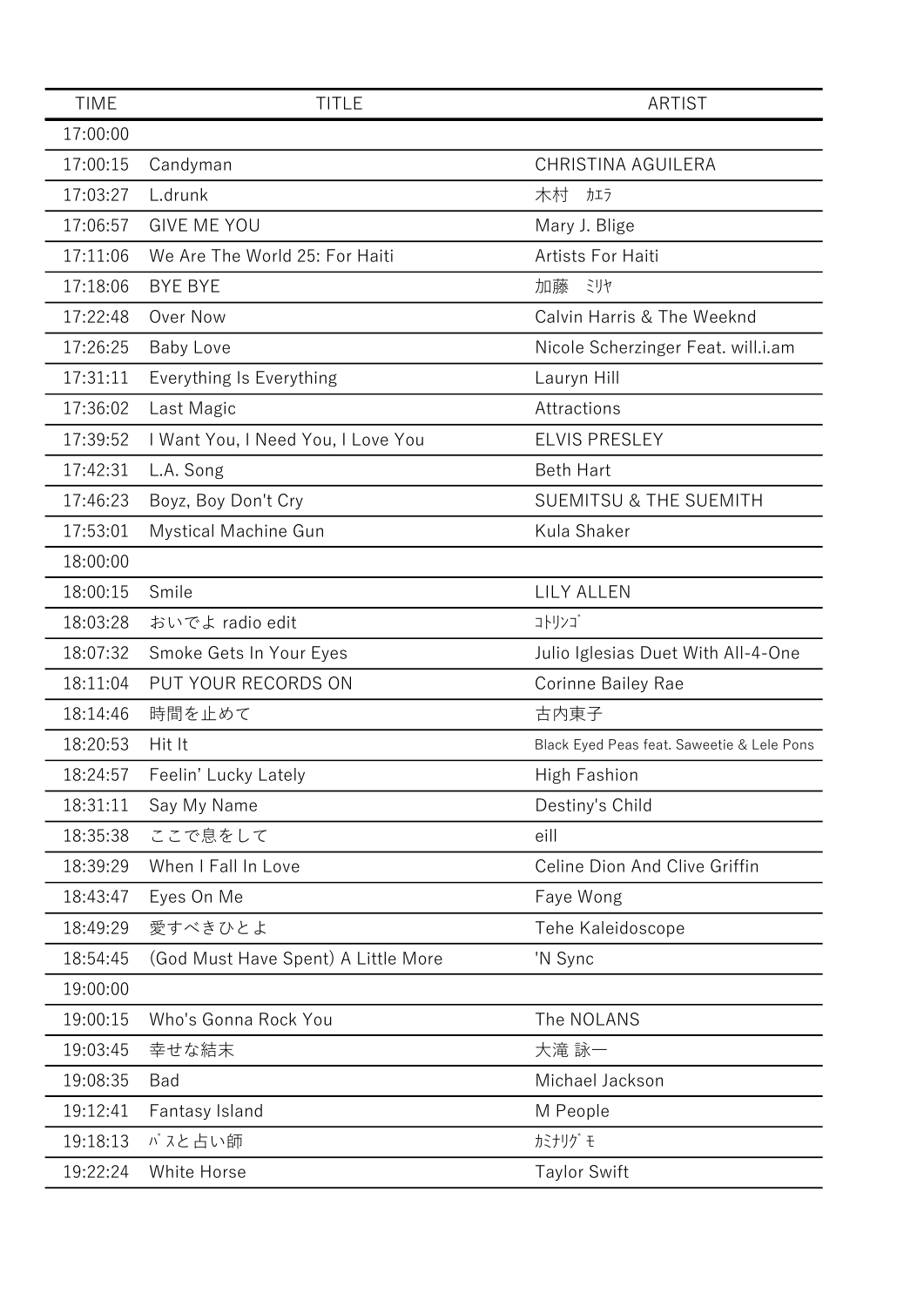| TIME | TITLE | ARTIST |
| --- | --- | --- |
| 17:00:00 | | |
| 17:00:15 | Candyman | CHRISTINA AGUILERA |
| 17:03:27 | L.drunk | 木村　ｶｴﾗ |
| 17:06:57 | GIVE ME YOU | Mary J. Blige |
| 17:11:06 | We Are The World 25: For Haiti | Artists For Haiti |
| 17:18:06 | BYE BYE | 加藤　ﾐﾘﾔ |
| 17:22:48 | Over Now | Calvin Harris & The Weeknd |
| 17:26:25 | Baby Love | Nicole Scherzinger Feat. will.i.am |
| 17:31:11 | Everything Is Everything | Lauryn Hill |
| 17:36:02 | Last Magic | Attractions |
| 17:39:52 | I Want You, I Need You, I Love You | ELVIS PRESLEY |
| 17:42:31 | L.A. Song | Beth Hart |
| 17:46:23 | Boyz, Boy Don't Cry | SUEMITSU & THE SUEMITH |
| 17:53:01 | Mystical Machine Gun | Kula Shaker |
| 18:00:00 | | |
| 18:00:15 | Smile | LILY ALLEN |
| 18:03:28 | おいでよ radio edit | ｺﾄﾘﾝｺﾞ |
| 18:07:32 | Smoke Gets In Your Eyes | Julio Iglesias Duet With All-4-One |
| 18:11:04 | PUT YOUR RECORDS ON | Corinne Bailey Rae |
| 18:14:46 | 時間を止めて | 古内東子 |
| 18:20:53 | Hit It | Black Eyed Peas feat. Saweetie & Lele Pons |
| 18:24:57 | Feelin’ Lucky Lately | High Fashion |
| 18:31:11 | Say My Name | Destiny's Child |
| 18:35:38 | ここで息をして | eill |
| 18:39:29 | When I Fall In Love | Celine Dion And Clive Griffin |
| 18:43:47 | Eyes On Me | Faye Wong |
| 18:49:29 | 愛すべきひとよ | Tehe Kaleidoscope |
| 18:54:45 | (God Must Have Spent) A Little More | 'N Sync |
| 19:00:00 | | |
| 19:00:15 | Who's Gonna Rock You | The NOLANS |
| 19:03:45 | 幸せな結末 | 大滝 詠一 |
| 19:08:35 | Bad | Michael Jackson |
| 19:12:41 | Fantasy Island | M People |
| 19:18:13 | ﾊﾞｽと占い師 | ｶﾐﾅﾘｸﾞﾓ |
| 19:22:24 | White Horse | Taylor Swift |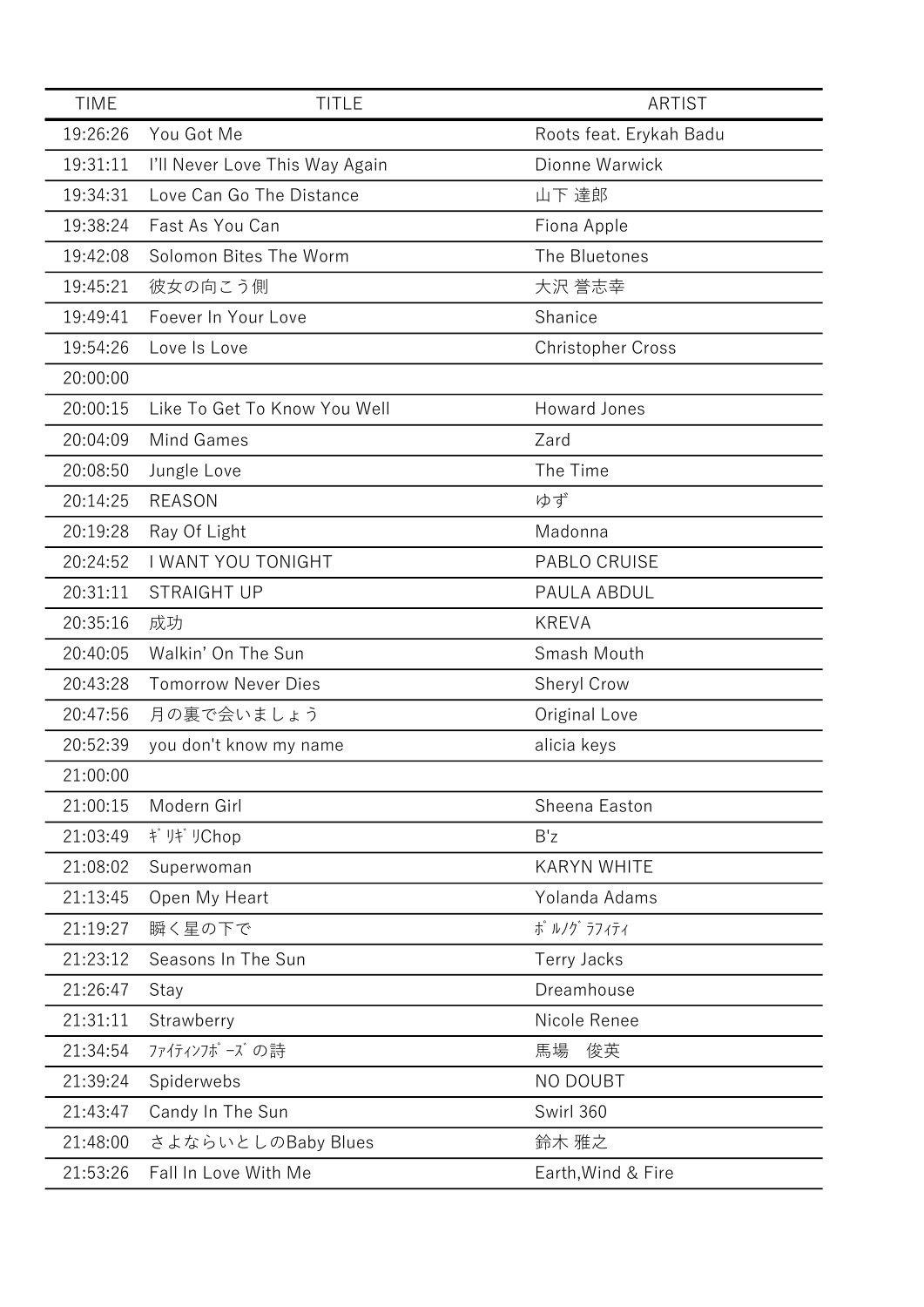| TIME | TITLE | ARTIST |
| --- | --- | --- |
| 19:26:26 | You Got Me | Roots feat. Erykah Badu |
| 19:31:11 | I'll Never Love This Way Again | Dionne Warwick |
| 19:34:31 | Love Can Go The Distance | 山下 達郎 |
| 19:38:24 | Fast As You Can | Fiona Apple |
| 19:42:08 | Solomon Bites The Worm | The Bluetones |
| 19:45:21 | 彼女の向こう側 | 大沢 誉志幸 |
| 19:49:41 | Foever In Your Love | Shanice |
| 19:54:26 | Love Is Love | Christopher Cross |
| 20:00:00 | | |
| 20:00:15 | Like To Get To Know You Well | Howard Jones |
| 20:04:09 | Mind Games | Zard |
| 20:08:50 | Jungle Love | The Time |
| 20:14:25 | REASON | ゆず |
| 20:19:28 | Ray Of Light | Madonna |
| 20:24:52 | I WANT YOU TONIGHT | PABLO CRUISE |
| 20:31:11 | STRAIGHT UP | PAULA ABDUL |
| 20:35:16 | 成功 | KREVA |
| 20:40:05 | Walkin' On The Sun | Smash Mouth |
| 20:43:28 | Tomorrow Never Dies | Sheryl Crow |
| 20:47:56 | 月の裏で会いましょう | Original Love |
| 20:52:39 | you don't know my name | alicia keys |
| 21:00:00 | | |
| 21:00:15 | Modern Girl | Sheena Easton |
| 21:03:49 | ｷﾞﾘｷﾞﾘChop | B'z |
| 21:08:02 | Superwoman | KARYN WHITE |
| 21:13:45 | Open My Heart | Yolanda Adams |
| 21:19:27 | 瞬く星の下で | ﾎﾟﾙﾉｸﾞﾗﾌｨﾃｨ |
| 21:23:12 | Seasons In The Sun | Terry Jacks |
| 21:26:47 | Stay | Dreamhouse |
| 21:31:11 | Strawberry | Nicole Renee |
| 21:34:54 | ﾌｧｲﾃｨﾝﾌﾎﾟｰｽﾞの詩 | 馬場　俊英 |
| 21:39:24 | Spiderwebs | NO DOUBT |
| 21:43:47 | Candy In The Sun | Swirl 360 |
| 21:48:00 | さよならいとしのBaby Blues | 鈴木 雅之 |
| 21:53:26 | Fall In Love With Me | Earth,Wind & Fire |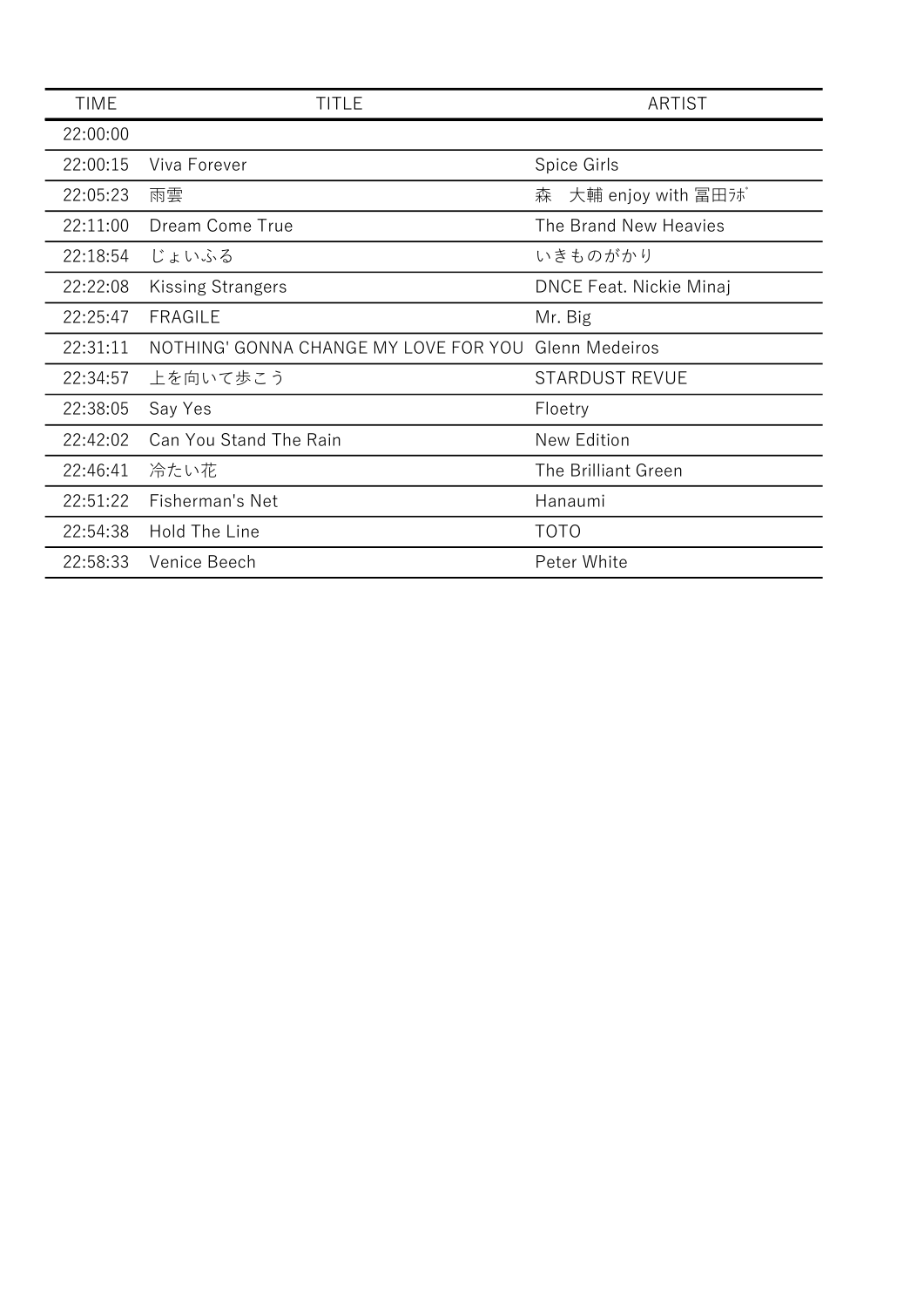| TIME | TITLE | ARTIST |
| --- | --- | --- |
| 22:00:00 | | |
| 22:00:15 | Viva Forever | Spice Girls |
| 22:05:23 | 雨雲 | 森　大輔 enjoy with 冨田ﾗﾎﾞ |
| 22:11:00 | Dream Come True | The Brand New Heavies |
| 22:18:54 | じょいふる | いきものがかり |
| 22:22:08 | Kissing Strangers | DNCE Feat. Nickie Minaj |
| 22:25:47 | FRAGILE | Mr. Big |
| 22:31:11 | NOTHING' GONNA CHANGE MY LOVE FOR YOU | Glenn Medeiros |
| 22:34:57 | 上を向いて歩こう | STARDUST REVUE |
| 22:38:05 | Say Yes | Floetry |
| 22:42:02 | Can You Stand The Rain | New Edition |
| 22:46:41 | 冷たい花 | The Brilliant Green |
| 22:51:22 | Fisherman's Net | Hanaumi |
| 22:54:38 | Hold The Line | TOTO |
| 22:58:33 | Venice Beech | Peter White |